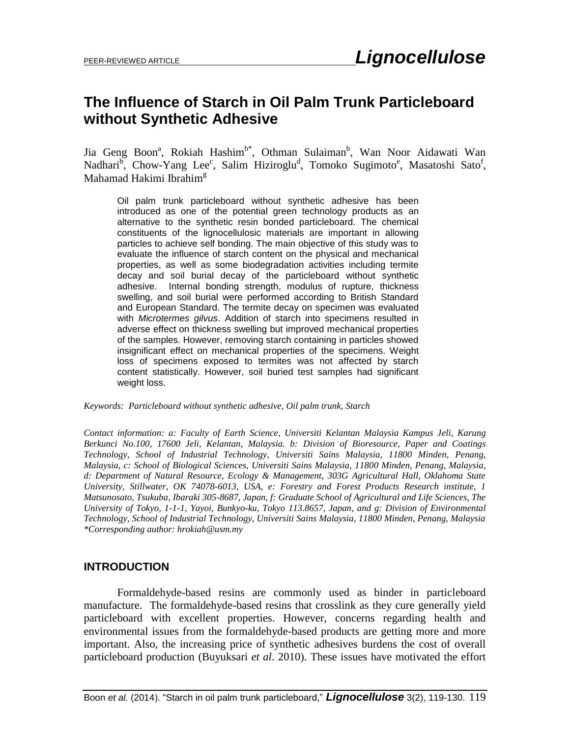PEER-REVIEWED ARTICLE

# The Influence of Starch in Oil Palm Trunk Particleboard without Synthetic Adhesive

Jia Geng Boon[a], Rokiah Hashim[b*], Othman Sulaiman[b], Wan Noor Aidawati Wan Nadhari[b], Chow-Yang Lee[c], Salim Hiziroglu[d], Tomoko Sugimoto[e], Masatoshi Sato[f], Mahamad Hakimi Ibrahim[g]

Oil palm trunk particleboard without synthetic adhesive has been introduced as one of the potential green technology products as an alternative to the synthetic resin bonded particleboard. The chemical constituents of the lignocellulosic materials are important in allowing particles to achieve self bonding. The main objective of this study was to evaluate the influence of starch content on the physical and mechanical properties, as well as some biodegradation activities including termite decay and soil burial decay of the particleboard without synthetic adhesive. Internal bonding strength, modulus of rupture, thickness swelling, and soil burial were performed according to British Standard and European Standard. The termite decay on specimen was evaluated with *Microtermes gilvus*. Addition of starch into specimens resulted in adverse effect on thickness swelling but improved mechanical properties of the samples. However, removing starch containing in particles showed insignificant effect on mechanical properties of the specimens. Weight loss of specimens exposed to termites was not affected by starch content statistically. However, soil buried test samples had significant weight loss.

*Keywords: Particleboard without synthetic adhesive, Oil palm trunk, Starch*

*Contact information: a: Faculty of Earth Science, Universiti Kelantan Malaysia Kampus Jeli, Karung Berkunci No.100, 17600 Jeli, Kelantan, Malaysia. b: Division of Bioresource, Paper and Coatings Technology, School of Industrial Technology, Universiti Sains Malaysia, 11800 Minden, Penang, Malaysia, c: School of Biological Sciences, Universiti Sains Malaysia, 11800 Minden, Penang, Malaysia, d: Department of Natural Resource, Ecology & Management, 303G Agricultural Hall, Oklahoma State University, Stillwater, OK 74078-6013, USA, e: Forestry and Forest Products Research institute, 1 Matsunosato, Tsukuba, Ibaraki 305-8687, Japan, f: Graduate School of Agricultural and Life Sciences, The University of Tokyo, 1-1-1, Yayoi, Bunkyo-ku, Tokyo 113.8657, Japan, and g: Division of Environmental Technology, School of Industrial Technology, Universiti Sains Malaysia, 11800 Minden, Penang, Malaysia \*Corresponding author: hrokiah@usm.my*

## INTRODUCTION

Formaldehyde-based resins are commonly used as binder in particleboard manufacture. The formaldehyde-based resins that crosslink as they cure generally yield particleboard with excellent properties. However, concerns regarding health and environmental issues from the formaldehyde-based products are getting more and more important. Also, the increasing price of synthetic adhesives burdens the cost of overall particleboard production (Buyuksari *et al*. 2010). These issues have motivated the effort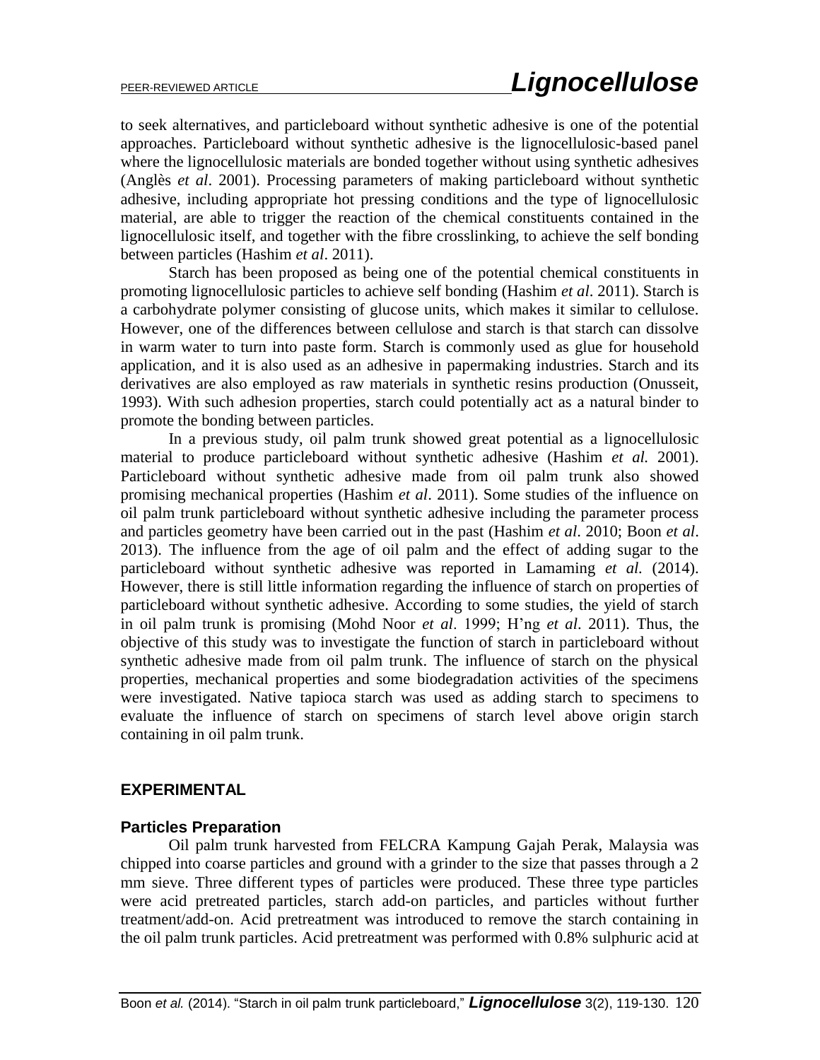to seek alternatives, and particleboard without synthetic adhesive is one of the potential approaches. Particleboard without synthetic adhesive is the lignocellulosic-based panel where the lignocellulosic materials are bonded together without using synthetic adhesives (Anglès *et al*. 2001). Processing parameters of making particleboard without synthetic adhesive, including appropriate hot pressing conditions and the type of lignocellulosic material, are able to trigger the reaction of the chemical constituents contained in the lignocellulosic itself, and together with the fibre crosslinking, to achieve the self bonding between particles (Hashim *et al*. 2011).

Starch has been proposed as being one of the potential chemical constituents in promoting lignocellulosic particles to achieve self bonding (Hashim *et al*. 2011). Starch is a carbohydrate polymer consisting of glucose units, which makes it similar to cellulose. However, one of the differences between cellulose and starch is that starch can dissolve in warm water to turn into paste form. Starch is commonly used as glue for household application, and it is also used as an adhesive in papermaking industries. Starch and its derivatives are also employed as raw materials in synthetic resins production (Onusseit, 1993). With such adhesion properties, starch could potentially act as a natural binder to promote the bonding between particles.

In a previous study, oil palm trunk showed great potential as a lignocellulosic material to produce particleboard without synthetic adhesive (Hashim *et al.* 2001). Particleboard without synthetic adhesive made from oil palm trunk also showed promising mechanical properties (Hashim *et al*. 2011). Some studies of the influence on oil palm trunk particleboard without synthetic adhesive including the parameter process and particles geometry have been carried out in the past (Hashim *et al*. 2010; Boon *et al*. 2013). The influence from the age of oil palm and the effect of adding sugar to the particleboard without synthetic adhesive was reported in Lamaming *et al.* (2014). However, there is still little information regarding the influence of starch on properties of particleboard without synthetic adhesive. According to some studies, the yield of starch in oil palm trunk is promising (Mohd Noor *et al*. 1999; H'ng *et al*. 2011). Thus, the objective of this study was to investigate the function of starch in particleboard without synthetic adhesive made from oil palm trunk. The influence of starch on the physical properties, mechanical properties and some biodegradation activities of the specimens were investigated. Native tapioca starch was used as adding starch to specimens to evaluate the influence of starch on specimens of starch level above origin starch containing in oil palm trunk.

## EXPERIMENTAL

### Particles Preparation

Oil palm trunk harvested from FELCRA Kampung Gajah Perak, Malaysia was chipped into coarse particles and ground with a grinder to the size that passes through a 2 mm sieve. Three different types of particles were produced. These three type particles were acid pretreated particles, starch add-on particles, and particles without further treatment/add-on. Acid pretreatment was introduced to remove the starch containing in the oil palm trunk particles. Acid pretreatment was performed with 0.8% sulphuric acid at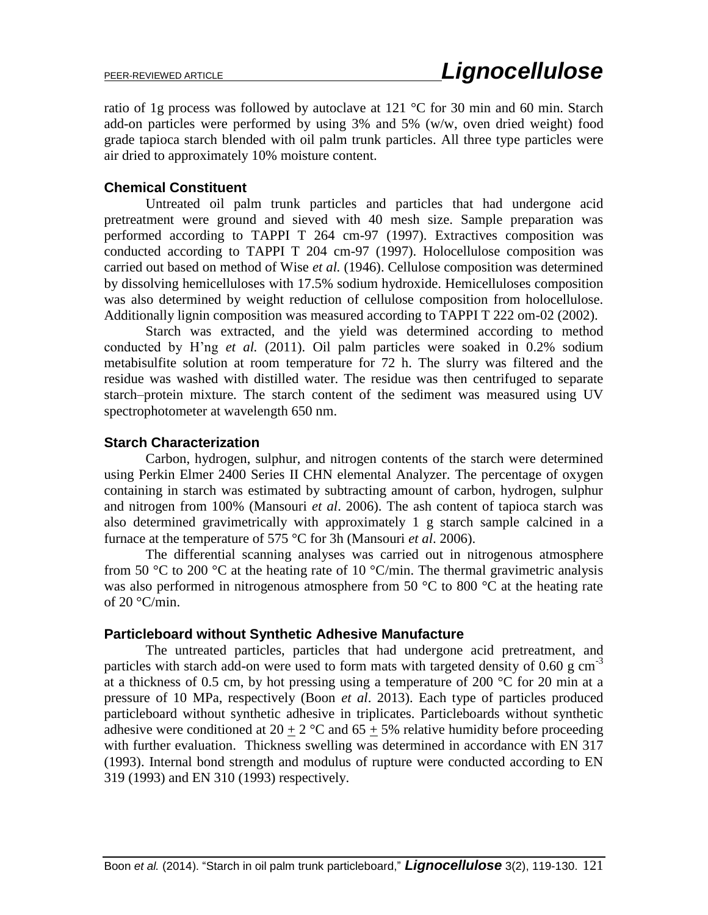ratio of 1g process was followed by autoclave at 121 °C for 30 min and 60 min. Starch add-on particles were performed by using 3% and 5% (w/w, oven dried weight) food grade tapioca starch blended with oil palm trunk particles. All three type particles were air dried to approximately 10% moisture content.

### Chemical Constituent

Untreated oil palm trunk particles and particles that had undergone acid pretreatment were ground and sieved with 40 mesh size. Sample preparation was performed according to TAPPI T 264 cm-97 (1997). Extractives composition was conducted according to TAPPI T 204 cm-97 (1997). Holocellulose composition was carried out based on method of Wise *et al.* (1946). Cellulose composition was determined by dissolving hemicelluloses with 17.5% sodium hydroxide. Hemicelluloses composition was also determined by weight reduction of cellulose composition from holocellulose. Additionally lignin composition was measured according to TAPPI T 222 om-02 (2002).

Starch was extracted, and the yield was determined according to method conducted by H'ng *et al.* (2011). Oil palm particles were soaked in 0.2% sodium metabisulfite solution at room temperature for 72 h. The slurry was filtered and the residue was washed with distilled water. The residue was then centrifuged to separate starch–protein mixture. The starch content of the sediment was measured using UV spectrophotometer at wavelength 650 nm.

### Starch Characterization

Carbon, hydrogen, sulphur, and nitrogen contents of the starch were determined using Perkin Elmer 2400 Series II CHN elemental Analyzer. The percentage of oxygen containing in starch was estimated by subtracting amount of carbon, hydrogen, sulphur and nitrogen from 100% (Mansouri *et al*. 2006). The ash content of tapioca starch was also determined gravimetrically with approximately 1 g starch sample calcined in a furnace at the temperature of 575 °C for 3h (Mansouri *et al*. 2006).

The differential scanning analyses was carried out in nitrogenous atmosphere from 50 °C to 200 °C at the heating rate of 10 °C/min. The thermal gravimetric analysis was also performed in nitrogenous atmosphere from 50 °C to 800 °C at the heating rate of 20 °C/min.

### Particleboard without Synthetic Adhesive Manufacture

The untreated particles, particles that had undergone acid pretreatment, and particles with starch add-on were used to form mats with targeted density of 0.60 g $cm^{-3}$ at a thickness of 0.5 cm, by hot pressing using a temperature of 200 °C for 20 min at a pressure of 10 MPa, respectively (Boon *et al*. 2013). Each type of particles produced particleboard without synthetic adhesive in triplicates. Particleboards without synthetic adhesive were conditioned at 20 $\pm$ 2 °C and 65 $\pm$ 5% relative humidity before proceeding with further evaluation. Thickness swelling was determined in accordance with EN 317 (1993). Internal bond strength and modulus of rupture were conducted according to EN 319 (1993) and EN 310 (1993) respectively.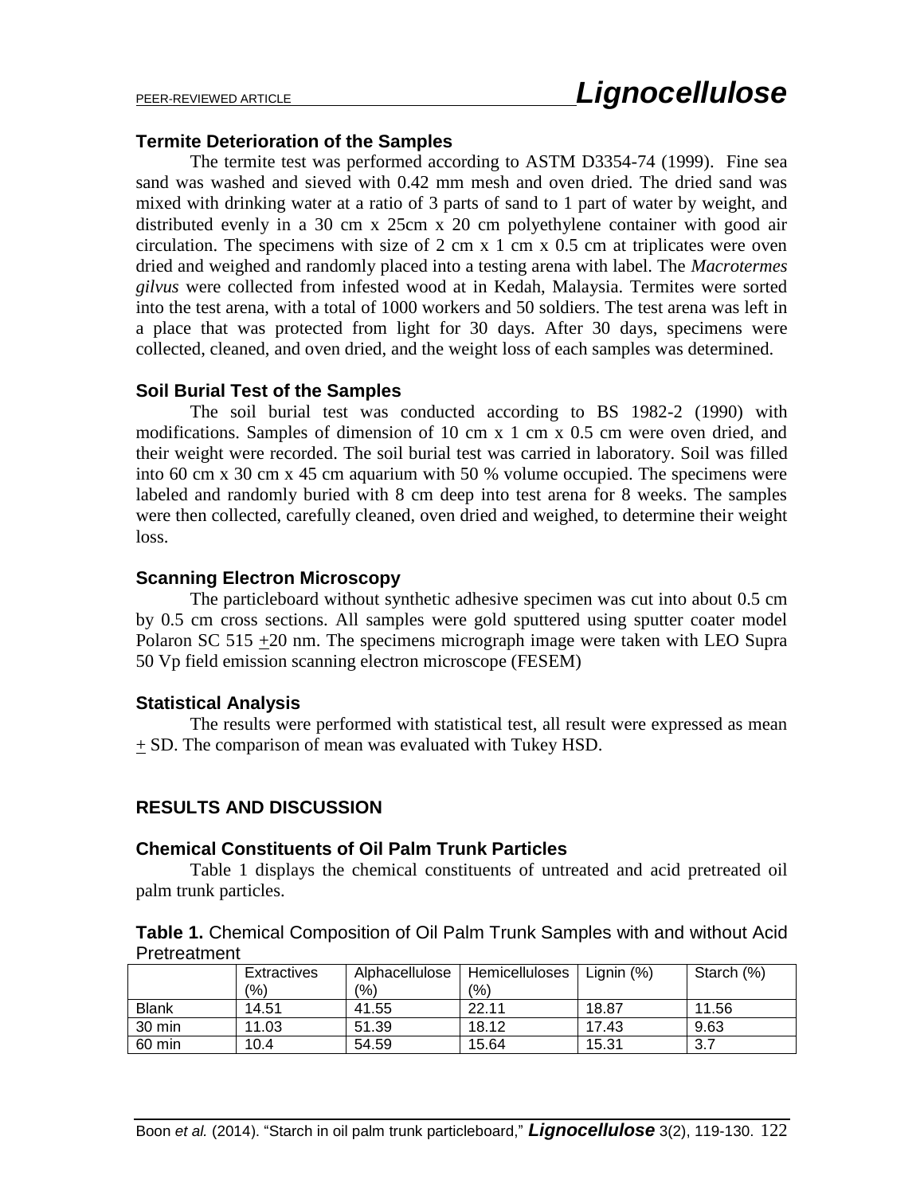### Termite Deterioration of the Samples

The termite test was performed according to ASTM D3354-74 (1999). Fine sea sand was washed and sieved with 0.42 mm mesh and oven dried. The dried sand was mixed with drinking water at a ratio of 3 parts of sand to 1 part of water by weight, and distributed evenly in a 30 cm x 25cm x 20 cm polyethylene container with good air circulation. The specimens with size of 2 cm x 1 cm x 0.5 cm at triplicates were oven dried and weighed and randomly placed into a testing arena with label. The *Macrotermes gilvus* were collected from infested wood at in Kedah, Malaysia. Termites were sorted into the test arena, with a total of 1000 workers and 50 soldiers. The test arena was left in a place that was protected from light for 30 days. After 30 days, specimens were collected, cleaned, and oven dried, and the weight loss of each samples was determined.

### Soil Burial Test of the Samples

The soil burial test was conducted according to BS 1982-2 (1990) with modifications. Samples of dimension of 10 cm x 1 cm x 0.5 cm were oven dried, and their weight were recorded. The soil burial test was carried in laboratory. Soil was filled into 60 cm x 30 cm x 45 cm aquarium with 50 % volume occupied. The specimens were labeled and randomly buried with 8 cm deep into test arena for 8 weeks. The samples were then collected, carefully cleaned, oven dried and weighed, to determine their weight loss.

### Scanning Electron Microscopy

The particleboard without synthetic adhesive specimen was cut into about 0.5 cm by 0.5 cm cross sections. All samples were gold sputtered using sputter coater model Polaron SC 515 $\pm$20 nm. The specimens micrograph image were taken with LEO Supra 50 Vp field emission scanning electron microscope (FESEM)

### Statistical Analysis

The results were performed with statistical test, all result were expressed as mean $\pm$ SD. The comparison of mean was evaluated with Tukey HSD.

## RESULTS AND DISCUSSION

### Chemical Constituents of Oil Palm Trunk Particles

Table 1 displays the chemical constituents of untreated and acid pretreated oil palm trunk particles.

**Table 1.** Chemical Composition of Oil Palm Trunk Samples with and without Acid Pretreatment

| | Extractives (%) | Alphacellulose (%) | Hemicelluloses (%) | Lignin (%) | Starch (%) |
|---|---|---|---|---|---|
| Blank | 14.51 | 41.55 | 22.11 | 18.87 | 11.56 |
| 30 min | 11.03 | 51.39 | 18.12 | 17.43 | 9.63 |
| 60 min | 10.4 | 54.59 | 15.64 | 15.31 | 3.7 |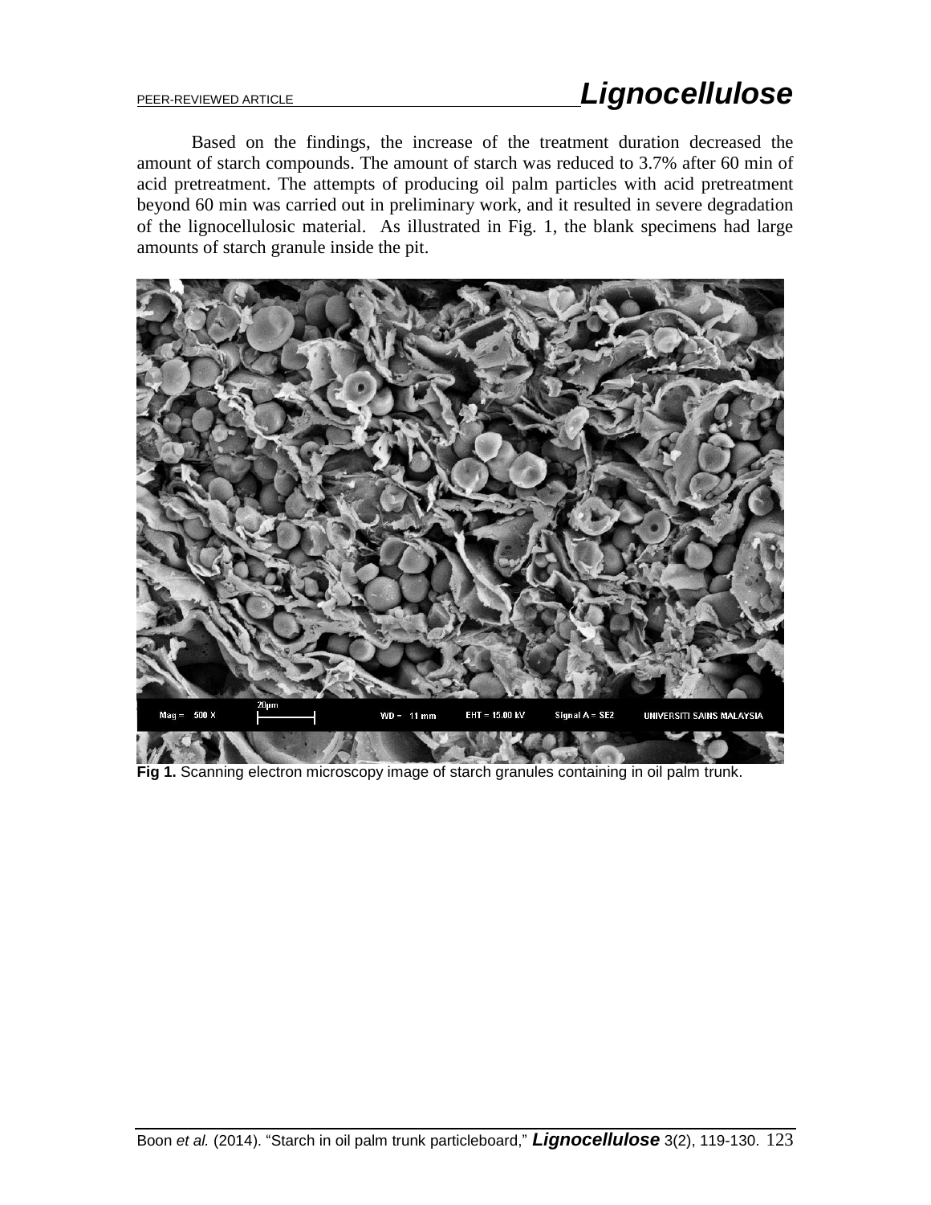Based on the findings, the increase of the treatment duration decreased the amount of starch compounds. The amount of starch was reduced to 3.7% after 60 min of acid pretreatment. The attempts of producing oil palm particles with acid pretreatment beyond 60 min was carried out in preliminary work, and it resulted in severe degradation of the lignocellulosic material. As illustrated in Fig. 1, the blank specimens had large amounts of starch granule inside the pit.

**Fig 1.** Scanning electron microscopy image of starch granules containing in oil palm trunk.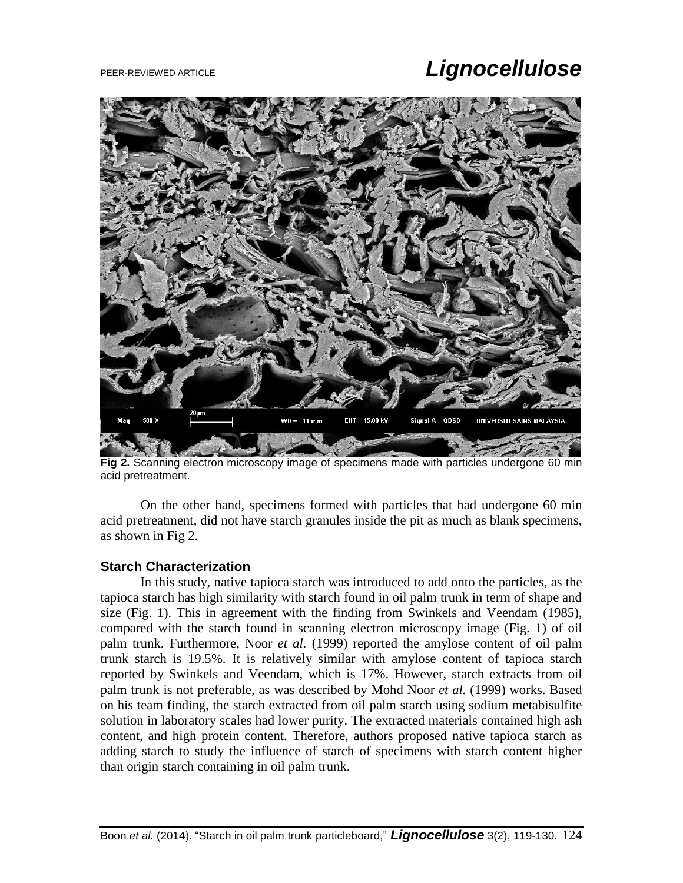**Fig 2.** Scanning electron microscopy image of specimens made with particles undergone 60 min acid pretreatment.

On the other hand, specimens formed with particles that had undergone 60 min acid pretreatment, did not have starch granules inside the pit as much as blank specimens, as shown in Fig 2.

### Starch Characterization

In this study, native tapioca starch was introduced to add onto the particles, as the tapioca starch has high similarity with starch found in oil palm trunk in term of shape and size (Fig. 1). This in agreement with the finding from Swinkels and Veendam (1985), compared with the starch found in scanning electron microscopy image (Fig. 1) of oil palm trunk. Furthermore, Noor *et al.* (1999) reported the amylose content of oil palm trunk starch is 19.5%. It is relatively similar with amylose content of tapioca starch reported by Swinkels and Veendam, which is 17%. However, starch extracts from oil palm trunk is not preferable, as was described by Mohd Noor *et al.* (1999) works. Based on his team finding, the starch extracted from oil palm starch using sodium metabisulfite solution in laboratory scales had lower purity. The extracted materials contained high ash content, and high protein content. Therefore, authors proposed native tapioca starch as adding starch to study the influence of starch of specimens with starch content higher than origin starch containing in oil palm trunk.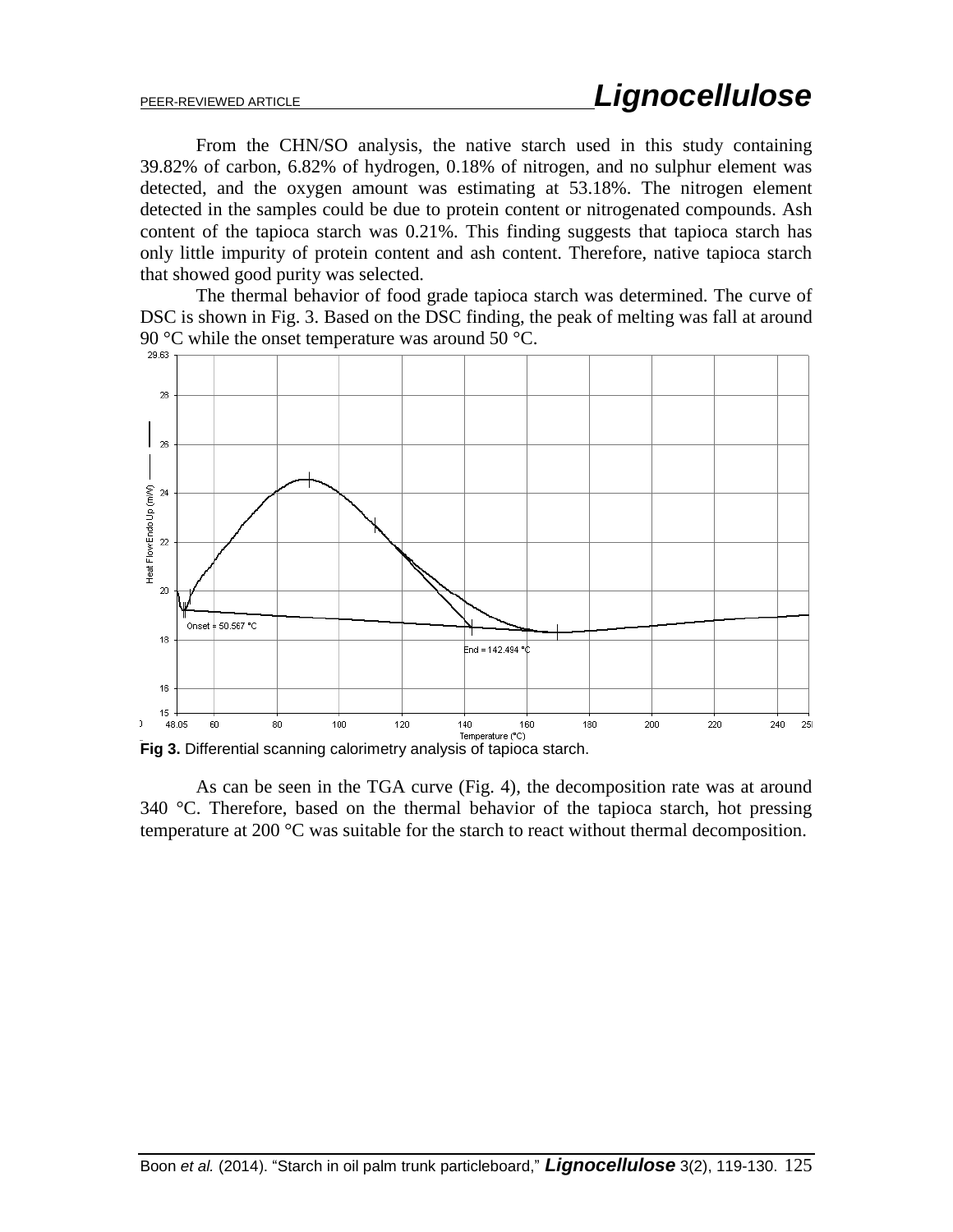From the CHN/SO analysis, the native starch used in this study containing 39.82% of carbon, 6.82% of hydrogen, 0.18% of nitrogen, and no sulphur element was detected, and the oxygen amount was estimating at 53.18%. The nitrogen element detected in the samples could be due to protein content or nitrogenated compounds. Ash content of the tapioca starch was 0.21%. This finding suggests that tapioca starch has only little impurity of protein content and ash content. Therefore, native tapioca starch that showed good purity was selected.

The thermal behavior of food grade tapioca starch was determined. The curve of DSC is shown in Fig. 3. Based on the DSC finding, the peak of melting was fall at around 90 °C while the onset temperature was around 50 °C.

**Fig 3.** Differential scanning calorimetry analysis of tapioca starch.

As can be seen in the TGA curve (Fig. 4), the decomposition rate was at around 340 °C. Therefore, based on the thermal behavior of the tapioca starch, hot pressing temperature at 200 °C was suitable for the starch to react without thermal decomposition.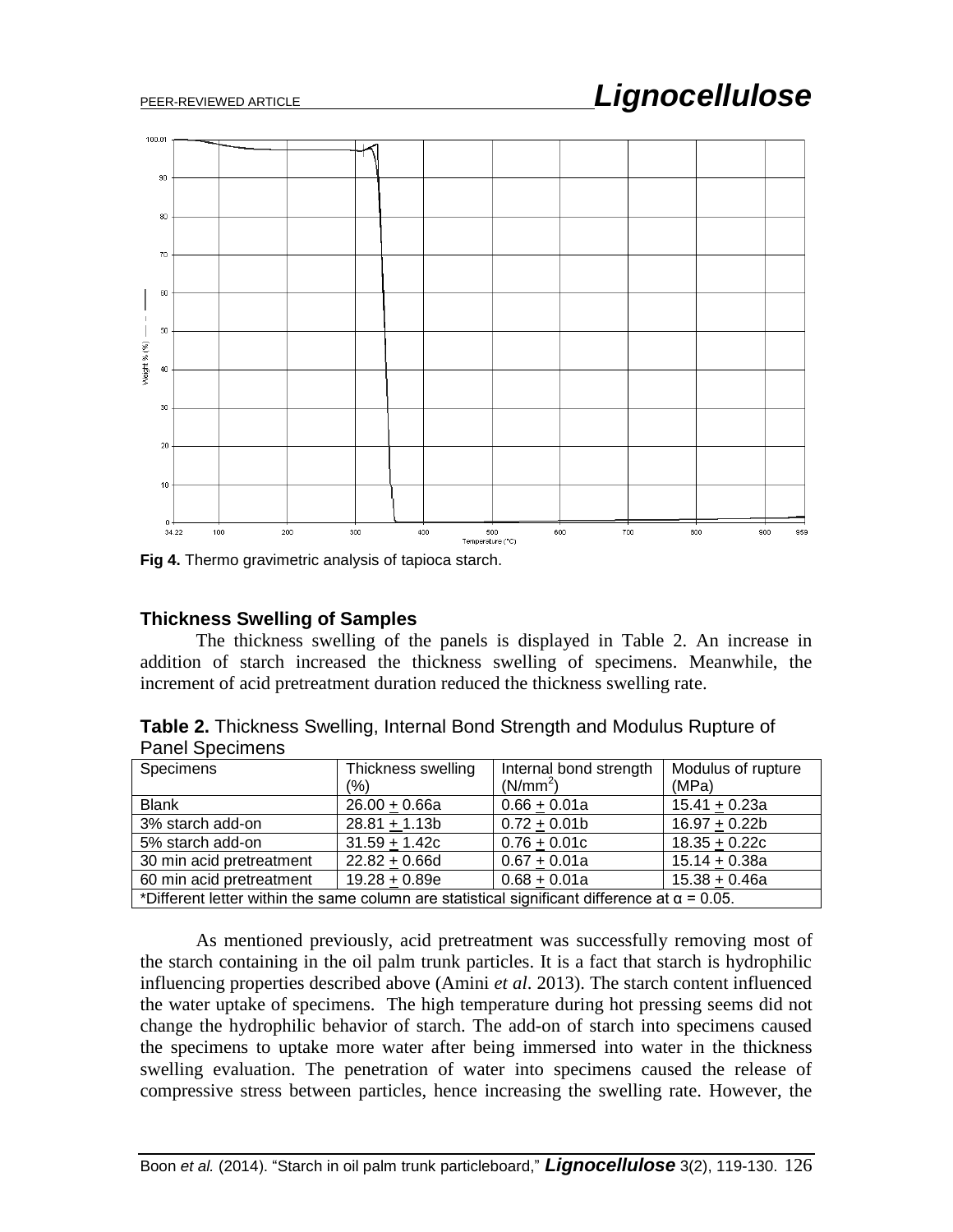Fig 4. Thermo gravimetric analysis of tapioca starch.

### Thickness Swelling of Samples

The thickness swelling of the panels is displayed in Table 2. An increase in addition of starch increased the thickness swelling of specimens. Meanwhile, the increment of acid pretreatment duration reduced the thickness swelling rate.

**Table 2.** Thickness Swelling, Internal Bond Strength and Modulus Rupture of Panel Specimens

| Specimens | Thickness swelling (%) | Internal bond strength ($N/mm^2$) | Modulus of rupture (MPa) |
|---|---|---|---|
| Blank | 26.00 ± 0.66a | 0.66 ± 0.01a | 15.41 ± 0.23a |
| 3% starch add-on | 28.81 ± 1.13b | 0.72 ± 0.01b | 16.97 ± 0.22b |
| 5% starch add-on | 31.59 ± 1.42c | 0.76 ± 0.01c | 18.35 ± 0.22c |
| 30 min acid pretreatment | 22.82 ± 0.66d | 0.67 ± 0.01a | 15.14 ± 0.38a |
| 60 min acid pretreatment | 19.28 ± 0.89e | 0.68 ± 0.01a | 15.38 ± 0.46a |

*Different letter within the same column are statistical significant difference at $\alpha$ = 0.05.

As mentioned previously, acid pretreatment was successfully removing most of the starch containing in the oil palm trunk particles. It is a fact that starch is hydrophilic influencing properties described above (Amini *et al*. 2013). The starch content influenced the water uptake of specimens. The high temperature during hot pressing seems did not change the hydrophilic behavior of starch. The add-on of starch into specimens caused the specimens to uptake more water after being immersed into water in the thickness swelling evaluation. The penetration of water into specimens caused the release of compressive stress between particles, hence increasing the swelling rate. However, the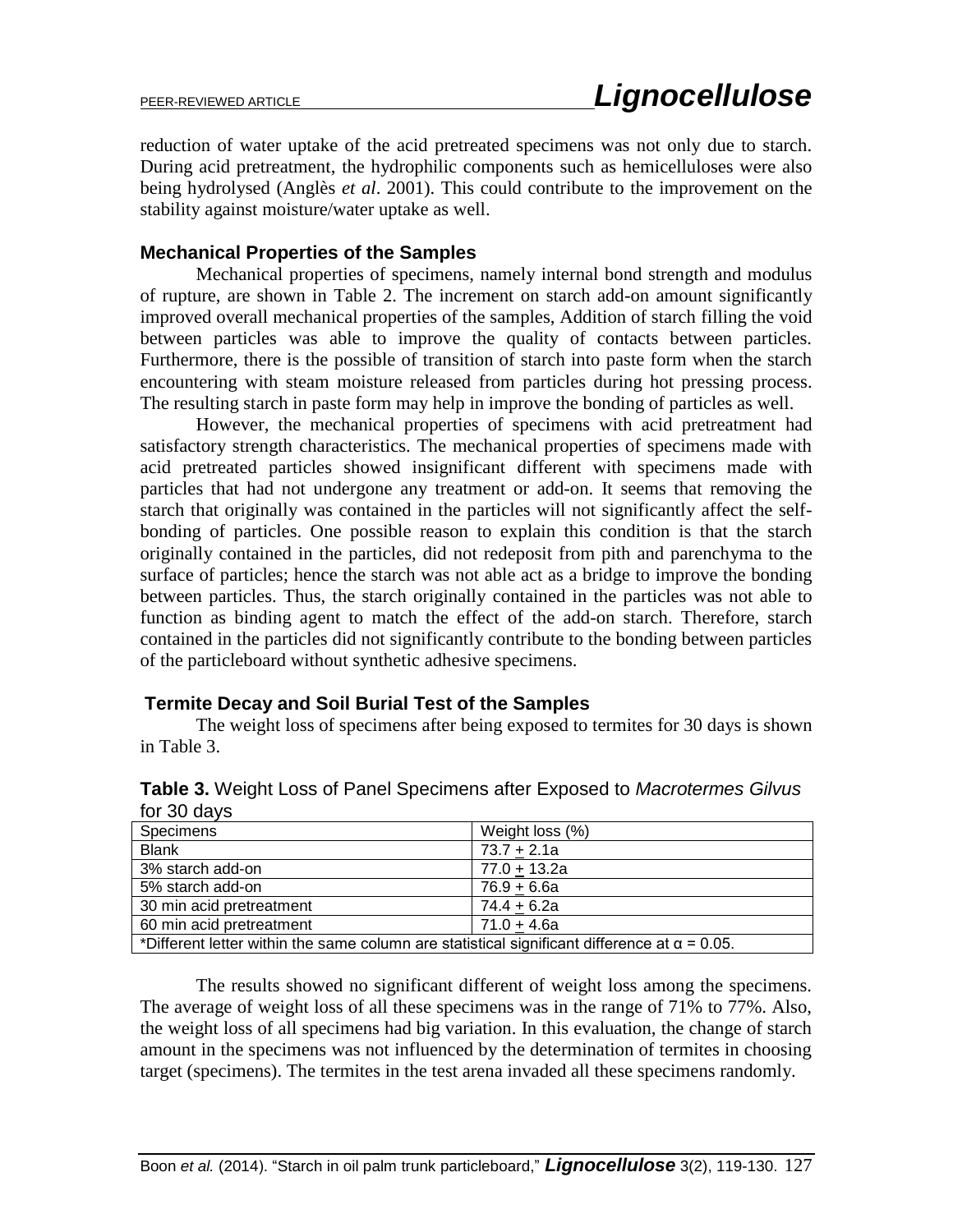reduction of water uptake of the acid pretreated specimens was not only due to starch. During acid pretreatment, the hydrophilic components such as hemicelluloses were also being hydrolysed (Anglès *et al*. 2001). This could contribute to the improvement on the stability against moisture/water uptake as well.

### Mechanical Properties of the Samples

Mechanical properties of specimens, namely internal bond strength and modulus of rupture, are shown in Table 2. The increment on starch add-on amount significantly improved overall mechanical properties of the samples, Addition of starch filling the void between particles was able to improve the quality of contacts between particles. Furthermore, there is the possible of transition of starch into paste form when the starch encountering with steam moisture released from particles during hot pressing process. The resulting starch in paste form may help in improve the bonding of particles as well.

However, the mechanical properties of specimens with acid pretreatment had satisfactory strength characteristics. The mechanical properties of specimens made with acid pretreated particles showed insignificant different with specimens made with particles that had not undergone any treatment or add-on. It seems that removing the starch that originally was contained in the particles will not significantly affect the self-bonding of particles. One possible reason to explain this condition is that the starch originally contained in the particles, did not redeposit from pith and parenchyma to the surface of particles; hence the starch was not able act as a bridge to improve the bonding between particles. Thus, the starch originally contained in the particles was not able to function as binding agent to match the effect of the add-on starch. Therefore, starch contained in the particles did not significantly contribute to the bonding between particles of the particleboard without synthetic adhesive specimens.

### Termite Decay and Soil Burial Test of the Samples

The weight loss of specimens after being exposed to termites for 30 days is shown in Table 3.

**Table 3.** Weight Loss of Panel Specimens after Exposed to *Macrotermes Gilvus* for 30 days

| Specimens | Weight loss (%) |
|---|---|
| Blank | 73.7 ± 2.1a |
| 3% starch add-on | 77.0 ± 13.2a |
| 5% starch add-on | 76.9 ± 6.6a |
| 30 min acid pretreatment | 74.4 ± 6.2a |
| 60 min acid pretreatment | 71.0 ± 4.6a |
| *Different letter within the same column are statistical significant difference at α = 0.05. | |

The results showed no significant different of weight loss among the specimens. The average of weight loss of all these specimens was in the range of 71% to 77%. Also, the weight loss of all specimens had big variation. In this evaluation, the change of starch amount in the specimens was not influenced by the determination of termites in choosing target (specimens). The termites in the test arena invaded all these specimens randomly.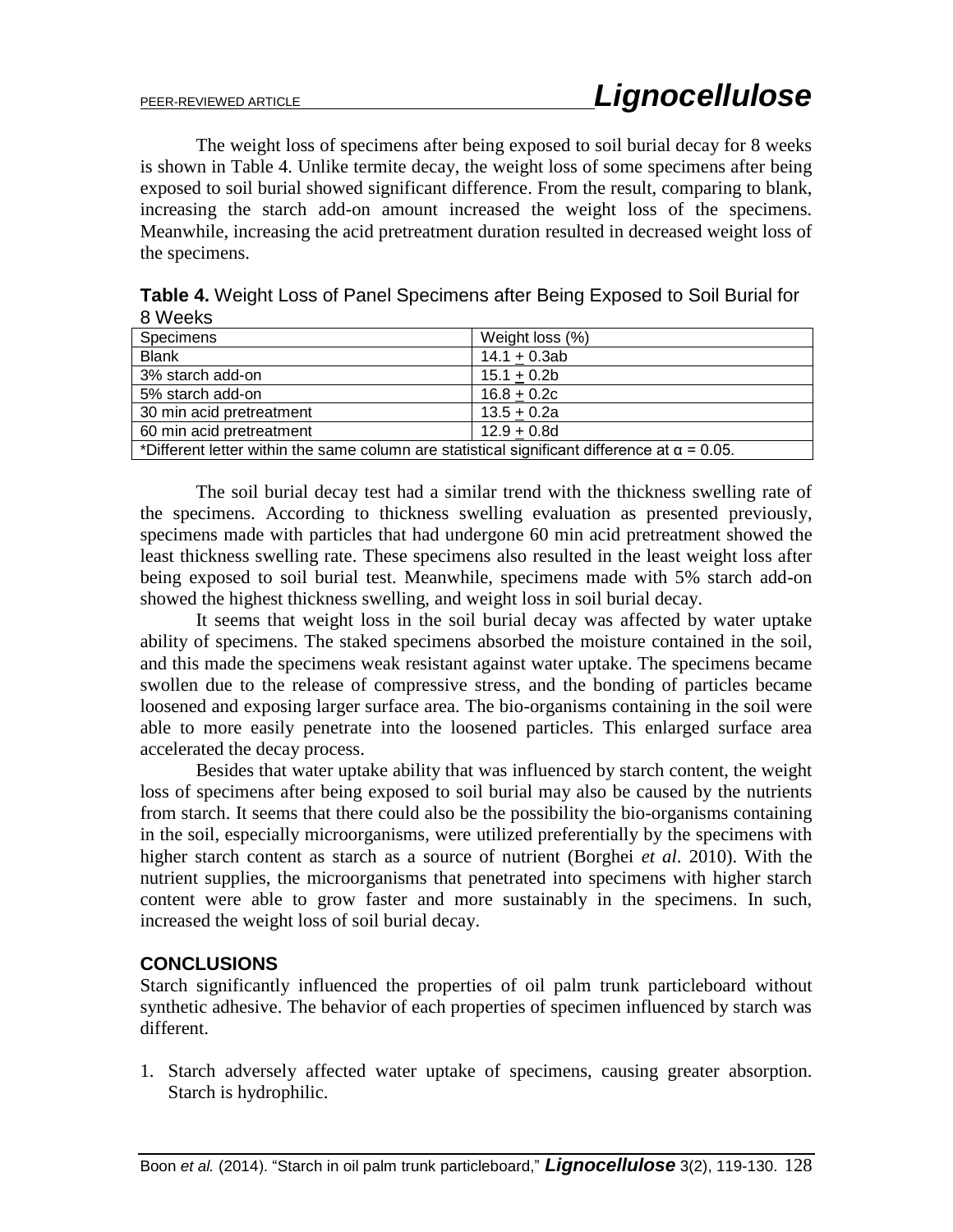The weight loss of specimens after being exposed to soil burial decay for 8 weeks is shown in Table 4. Unlike termite decay, the weight loss of some specimens after being exposed to soil burial showed significant difference. From the result, comparing to blank, increasing the starch add-on amount increased the weight loss of the specimens. Meanwhile, increasing the acid pretreatment duration resulted in decreased weight loss of the specimens.

**Table 4.** Weight Loss of Panel Specimens after Being Exposed to Soil Burial for 8 Weeks

| Specimens | Weight loss (%) |
|---|---|
| Blank | 14.1 ± 0.3ab |
| 3% starch add-on | 15.1 ± 0.2b |
| 5% starch add-on | 16.8 ± 0.2c |
| 30 min acid pretreatment | 13.5 ± 0.2a |
| 60 min acid pretreatment | 12.9 ± 0.8d |
| *Different letter within the same column are statistical significant difference at $\alpha$ = 0.05. | |

The soil burial decay test had a similar trend with the thickness swelling rate of the specimens. According to thickness swelling evaluation as presented previously, specimens made with particles that had undergone 60 min acid pretreatment showed the least thickness swelling rate. These specimens also resulted in the least weight loss after being exposed to soil burial test. Meanwhile, specimens made with 5% starch add-on showed the highest thickness swelling, and weight loss in soil burial decay.

It seems that weight loss in the soil burial decay was affected by water uptake ability of specimens. The staked specimens absorbed the moisture contained in the soil, and this made the specimens weak resistant against water uptake. The specimens became swollen due to the release of compressive stress, and the bonding of particles became loosened and exposing larger surface area. The bio-organisms containing in the soil were able to more easily penetrate into the loosened particles. This enlarged surface area accelerated the decay process.

Besides that water uptake ability that was influenced by starch content, the weight loss of specimens after being exposed to soil burial may also be caused by the nutrients from starch. It seems that there could also be the possibility the bio-organisms containing in the soil, especially microorganisms, were utilized preferentially by the specimens with higher starch content as starch as a source of nutrient (Borghei *et al*. 2010). With the nutrient supplies, the microorganisms that penetrated into specimens with higher starch content were able to grow faster and more sustainably in the specimens. In such, increased the weight loss of soil burial decay.

## CONCLUSIONS

Starch significantly influenced the properties of oil palm trunk particleboard without synthetic adhesive. The behavior of each properties of specimen influenced by starch was different.

1. Starch adversely affected water uptake of specimens, causing greater absorption. Starch is hydrophilic.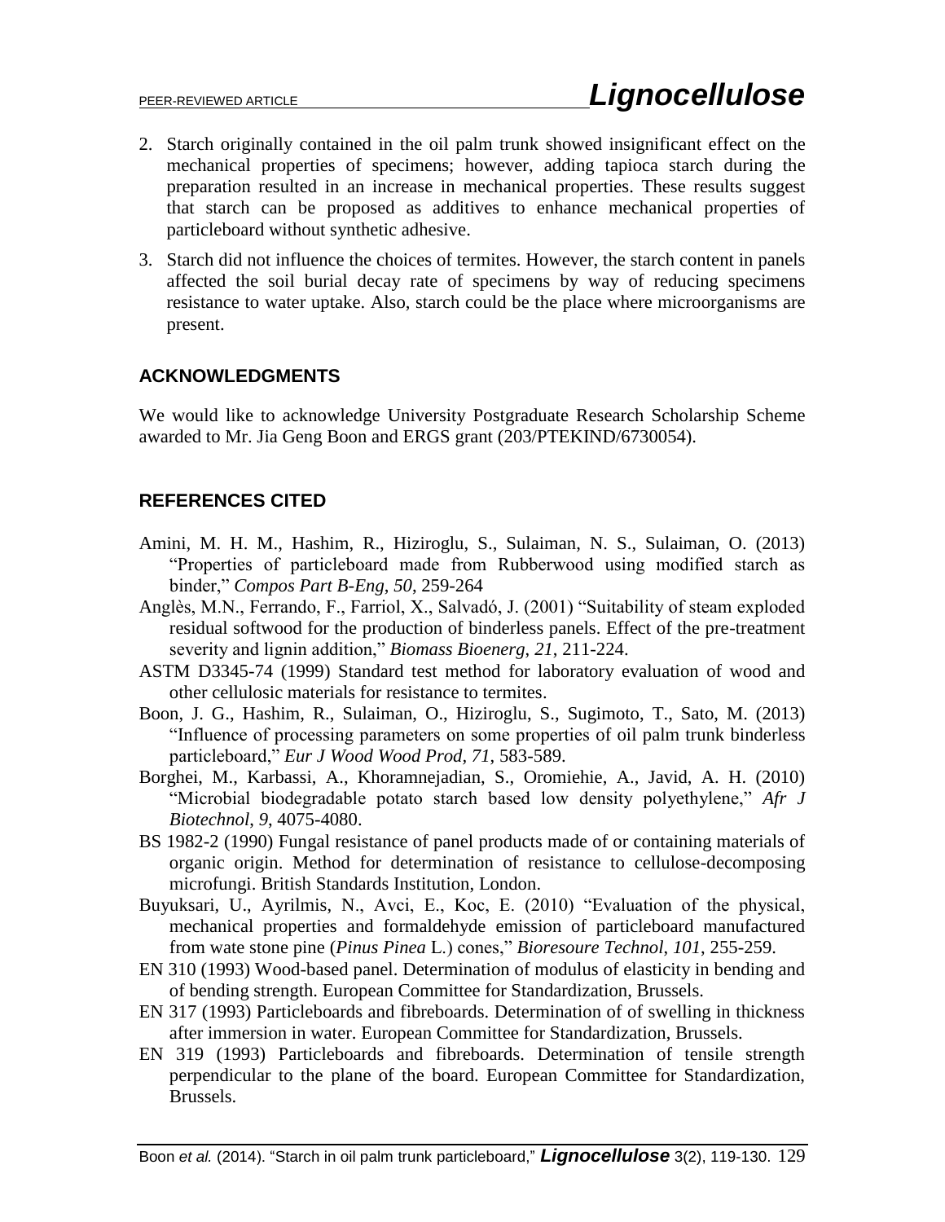2. Starch originally contained in the oil palm trunk showed insignificant effect on the mechanical properties of specimens; however, adding tapioca starch during the preparation resulted in an increase in mechanical properties. These results suggest that starch can be proposed as additives to enhance mechanical properties of particleboard without synthetic adhesive.
3. Starch did not influence the choices of termites. However, the starch content in panels affected the soil burial decay rate of specimens by way of reducing specimens resistance to water uptake. Also, starch could be the place where microorganisms are present.

## ACKNOWLEDGMENTS

We would like to acknowledge University Postgraduate Research Scholarship Scheme awarded to Mr. Jia Geng Boon and ERGS grant (203/PTEKIND/6730054).

## REFERENCES CITED

Amini, M. H. M., Hashim, R., Hiziroglu, S., Sulaiman, N. S., Sulaiman, O. (2013) "Properties of particleboard made from Rubberwood using modified starch as binder," *Compos Part B-Eng*, *50*, 259-264

Anglès, M.N., Ferrando, F., Farriol, X., Salvadó, J. (2001) "Suitability of steam exploded residual softwood for the production of binderless panels. Effect of the pre-treatment severity and lignin addition," *Biomass Bioenerg, 21*, 211-224.

ASTM D3345-74 (1999) Standard test method for laboratory evaluation of wood and other cellulosic materials for resistance to termites.

Boon, J. G., Hashim, R., Sulaiman, O., Hiziroglu, S., Sugimoto, T., Sato, M. (2013) "Influence of processing parameters on some properties of oil palm trunk binderless particleboard," *Eur J Wood Wood Prod, 71*, 583-589.

Borghei, M., Karbassi, A., Khoramnejadian, S., Oromiehie, A., Javid, A. H. (2010) "Microbial biodegradable potato starch based low density polyethylene," *Afr J Biotechnol*, *9,* 4075-4080.

BS 1982-2 (1990) Fungal resistance of panel products made of or containing materials of organic origin. Method for determination of resistance to cellulose-decomposing microfungi. British Standards Institution, London.

Buyuksari, U., Ayrilmis, N., Avci, E., Koc, E. (2010) "Evaluation of the physical, mechanical properties and formaldehyde emission of particleboard manufactured from wate stone pine (*Pinus Pinea* L.) cones," *Bioresoure Technol*, *101*, 255-259.

EN 310 (1993) Wood-based panel. Determination of modulus of elasticity in bending and of bending strength. European Committee for Standardization, Brussels.

EN 317 (1993) Particleboards and fibreboards. Determination of of swelling in thickness after immersion in water. European Committee for Standardization, Brussels.

EN 319 (1993) Particleboards and fibreboards. Determination of tensile strength perpendicular to the plane of the board. European Committee for Standardization, Brussels.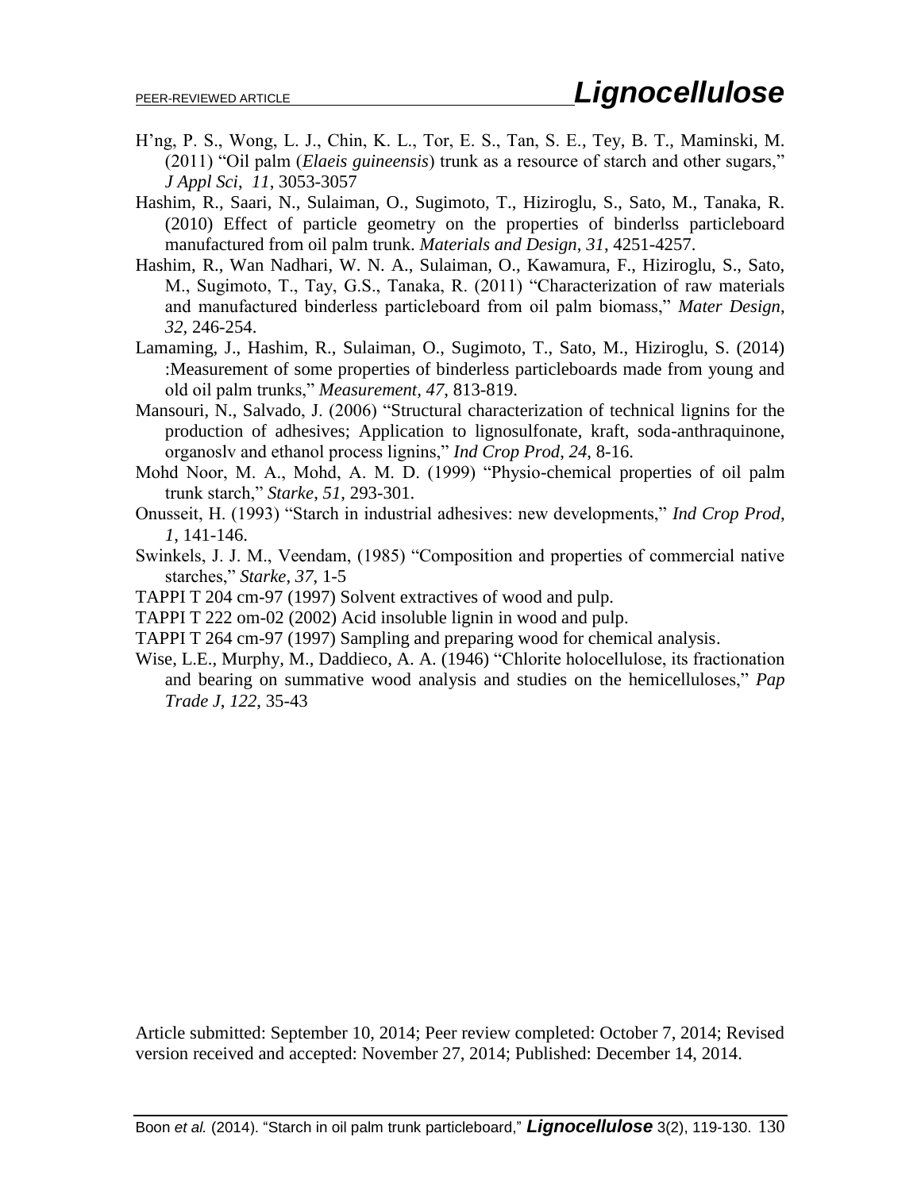H'ng, P. S., Wong, L. J., Chin, K. L., Tor, E. S., Tan, S. E., Tey, B. T., Maminski, M. (2011) "Oil palm (*Elaeis guineensis*) trunk as a resource of starch and other sugars," *J Appl Sci*, *11*, 3053-3057

Hashim, R., Saari, N., Sulaiman, O., Sugimoto, T., Hiziroglu, S., Sato, M., Tanaka, R. (2010) Effect of particle geometry on the properties of binderlss particleboard manufactured from oil palm trunk. *Materials and Design*, *31*, 4251-4257.

Hashim, R., Wan Nadhari, W. N. A., Sulaiman, O., Kawamura, F., Hiziroglu, S., Sato, M., Sugimoto, T., Tay, G.S., Tanaka, R. (2011) "Characterization of raw materials and manufactured binderless particleboard from oil palm biomass," *Mater Design*, *32*, 246-254.

Lamaming, J., Hashim, R., Sulaiman, O., Sugimoto, T., Sato, M., Hiziroglu, S. (2014) :Measurement of some properties of binderless particleboards made from young and old oil palm trunks," *Measurement*, *47*, 813-819.

Mansouri, N., Salvado, J. (2006) "Structural characterization of technical lignins for the production of adhesives; Application to lignosulfonate, kraft, soda-anthraquinone, organoslv and ethanol process lignins," *Ind Crop Prod*, *24*, 8-16.

Mohd Noor, M. A., Mohd, A. M. D. (1999) "Physio-chemical properties of oil palm trunk starch," *Starke*, *51*, 293-301.

Onusseit, H. (1993) "Starch in industrial adhesives: new developments," *Ind Crop Prod*, *1*, 141-146.

Swinkels, J. J. M., Veendam, (1985) "Composition and properties of commercial native starches," *Starke*, *37*, 1-5

TAPPI T 204 cm-97 (1997) Solvent extractives of wood and pulp.

TAPPI T 222 om-02 (2002) Acid insoluble lignin in wood and pulp.

TAPPI T 264 cm-97 (1997) Sampling and preparing wood for chemical analysis.

Wise, L.E., Murphy, M., Daddieco, A. A. (1946) "Chlorite holocellulose, its fractionation and bearing on summative wood analysis and studies on the hemicelluloses," *Pap Trade J*, *122*, 35-43

Article submitted: September 10, 2014; Peer review completed: October 7, 2014; Revised version received and accepted: November 27, 2014; Published: December 14, 2014.